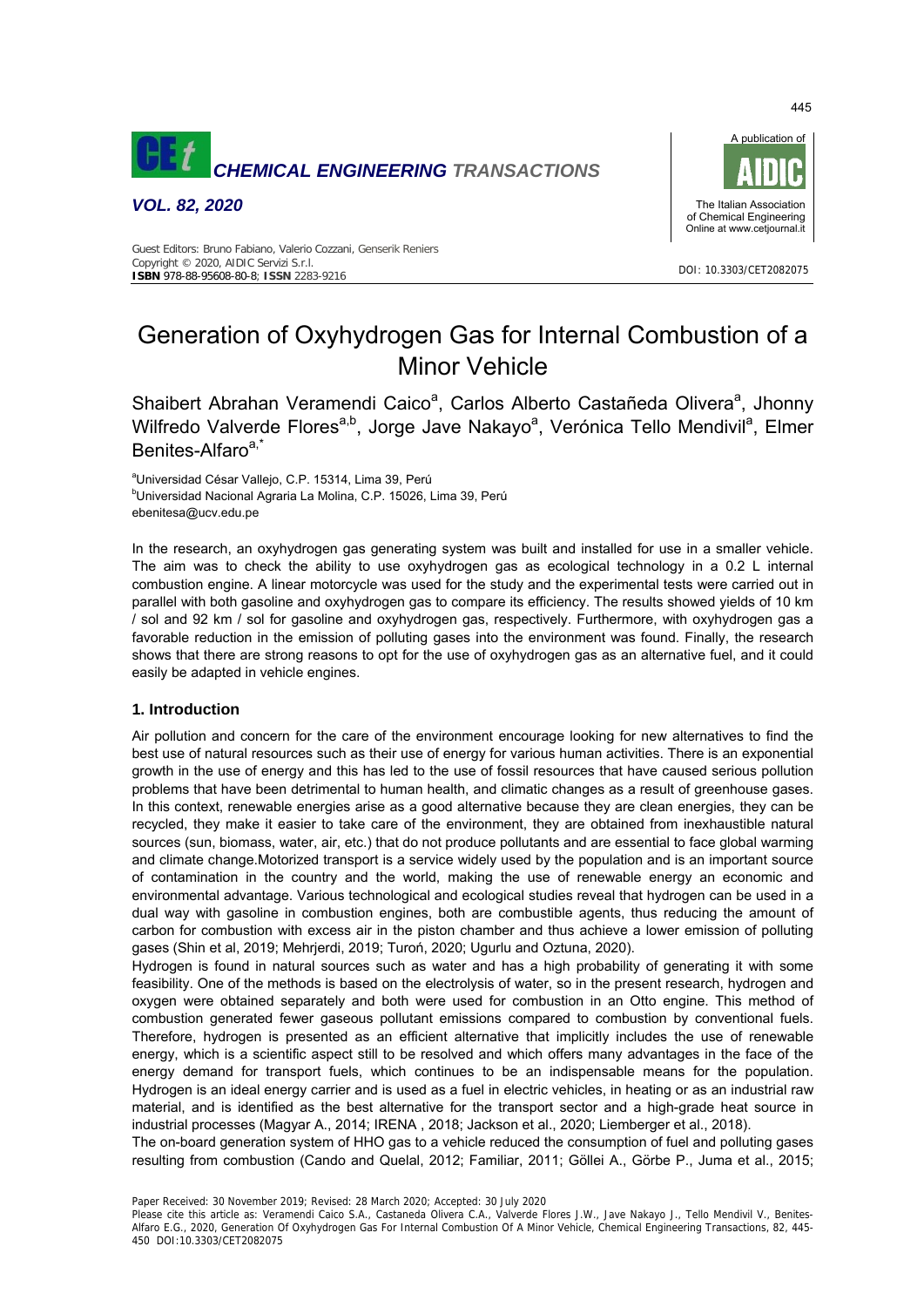# Generation of Oxyhydrogen Gas for Internal Combustion of a Minor Vehicle

Shaibert Abrahan Veramendi Caico[a], Carlos Alberto Castañeda Olivera[a], Jhonny Wilfredo Valverde Flores[a,b], Jorge Jave Nakayo[a], Verónica Tello Mendivil[a], Elmer Benites-Alfaro[a,*]

[a]Universidad César Vallejo, C.P. 15314, Lima 39, Perú
[b]Universidad Nacional Agraria La Molina, C.P. 15026, Lima 39, Perú
ebenitesa@ucv.edu.pe

In the research, an oxyhydrogen gas generating system was built and installed for use in a smaller vehicle. The aim was to check the ability to use oxyhydrogen gas as ecological technology in a 0.2 L internal combustion engine. A linear motorcycle was used for the study and the experimental tests were carried out in parallel with both gasoline and oxyhydrogen gas to compare its efficiency. The results showed yields of 10 km / sol and 92 km / sol for gasoline and oxyhydrogen gas, respectively. Furthermore, with oxyhydrogen gas a favorable reduction in the emission of polluting gases into the environment was found. Finally, the research shows that there are strong reasons to opt for the use of oxyhydrogen gas as an alternative fuel, and it could easily be adapted in vehicle engines.

## 1. Introduction

Air pollution and concern for the care of the environment encourage looking for new alternatives to find the best use of natural resources such as their use of energy for various human activities. There is an exponential growth in the use of energy and this has led to the use of fossil resources that have caused serious pollution problems that have been detrimental to human health, and climatic changes as a result of greenhouse gases. In this context, renewable energies arise as a good alternative because they are clean energies, they can be recycled, they make it easier to take care of the environment, they are obtained from inexhaustible natural sources (sun, biomass, water, air, etc.) that do not produce pollutants and are essential to face global warming and climate change.Motorized transport is a service widely used by the population and is an important source of contamination in the country and the world, making the use of renewable energy an economic and environmental advantage. Various technological and ecological studies reveal that hydrogen can be used in a dual way with gasoline in combustion engines, both are combustible agents, thus reducing the amount of carbon for combustion with excess air in the piston chamber and thus achieve a lower emission of polluting gases (Shin et al, 2019; Mehrjerdi, 2019; Turoń, 2020; Ugurlu and Oztuna, 2020).

Hydrogen is found in natural sources such as water and has a high probability of generating it with some feasibility. One of the methods is based on the electrolysis of water, so in the present research, hydrogen and oxygen were obtained separately and both were used for combustion in an Otto engine. This method of combustion generated fewer gaseous pollutant emissions compared to combustion by conventional fuels. Therefore, hydrogen is presented as an efficient alternative that implicitly includes the use of renewable energy, which is a scientific aspect still to be resolved and which offers many advantages in the face of the energy demand for transport fuels, which continues to be an indispensable means for the population. Hydrogen is an ideal energy carrier and is used as a fuel in electric vehicles, in heating or as an industrial raw material, and is identified as the best alternative for the transport sector and a high-grade heat source in industrial processes (Magyar A., 2014; IRENA , 2018; Jackson et al., 2020; Liemberger et al., 2018).

The on-board generation system of HHO gas to a vehicle reduced the consumption of fuel and polluting gases resulting from combustion (Cando and Quelal, 2012; Familiar, 2011; Göllei A., Görbe P., Juma et al., 2015;

Paper Received: 30 November 2019; Revised: 28 March 2020; Accepted: 30 July 2020

Please cite this article as: Veramendi Caico S.A., Castaneda Olivera C.A., Valverde Flores J.W., Jave Nakayo J., Tello Mendivil V., Benites-Alfaro E.G., 2020, Generation Of Oxyhydrogen Gas For Internal Combustion Of A Minor Vehicle, Chemical Engineering Transactions, 82, 445-450 DOI:10.3303/CET2082075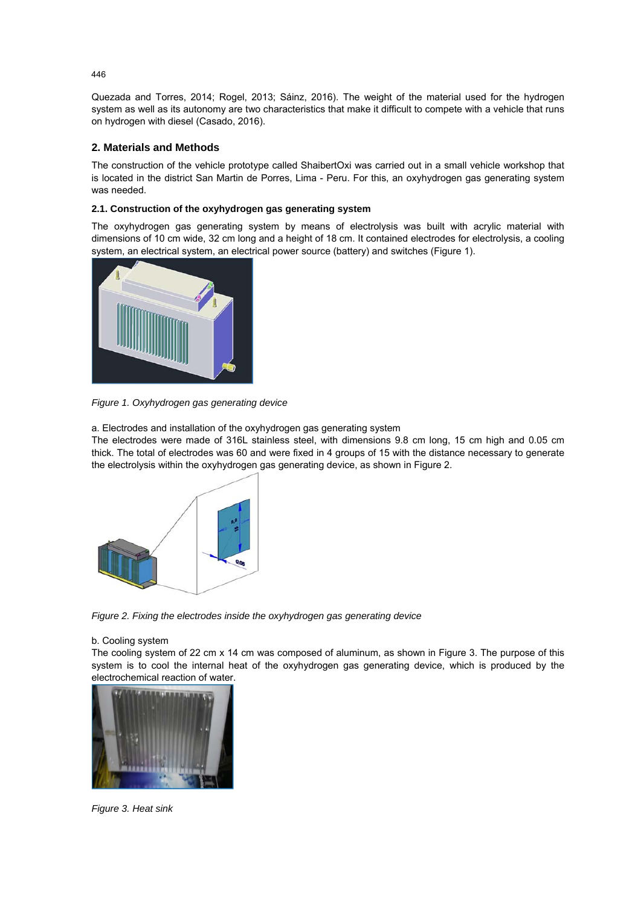Quezada and Torres, 2014; Rogel, 2013; Sáinz, 2016). The weight of the material used for the hydrogen system as well as its autonomy are two characteristics that make it difficult to compete with a vehicle that runs on hydrogen with diesel (Casado, 2016).

## 2. Materials and Methods

The construction of the vehicle prototype called ShaibertOxi was carried out in a small vehicle workshop that is located in the district San Martin de Porres, Lima - Peru. For this, an oxyhydrogen gas generating system was needed.

### 2.1. Construction of the oxyhydrogen gas generating system

The oxyhydrogen gas generating system by means of electrolysis was built with acrylic material with dimensions of 10 cm wide, 32 cm long and a height of 18 cm. It contained electrodes for electrolysis, a cooling system, an electrical system, an electrical power source (battery) and switches (Figure 1).

*Figure 1. Oxyhydrogen gas generating device*

a. Electrodes and installation of the oxyhydrogen gas generating system

The electrodes were made of 316L stainless steel, with dimensions 9.8 cm long, 15 cm high and 0.05 cm thick. The total of electrodes was 60 and were fixed in 4 groups of 15 with the distance necessary to generate the electrolysis within the oxyhydrogen gas generating device, as shown in Figure 2.

*Figure 2. Fixing the electrodes inside the oxyhydrogen gas generating device*

b. Cooling system

The cooling system of 22 cm x 14 cm was composed of aluminum, as shown in Figure 3. The purpose of this system is to cool the internal heat of the oxyhydrogen gas generating device, which is produced by the electrochemical reaction of water.

*Figure 3. Heat sink*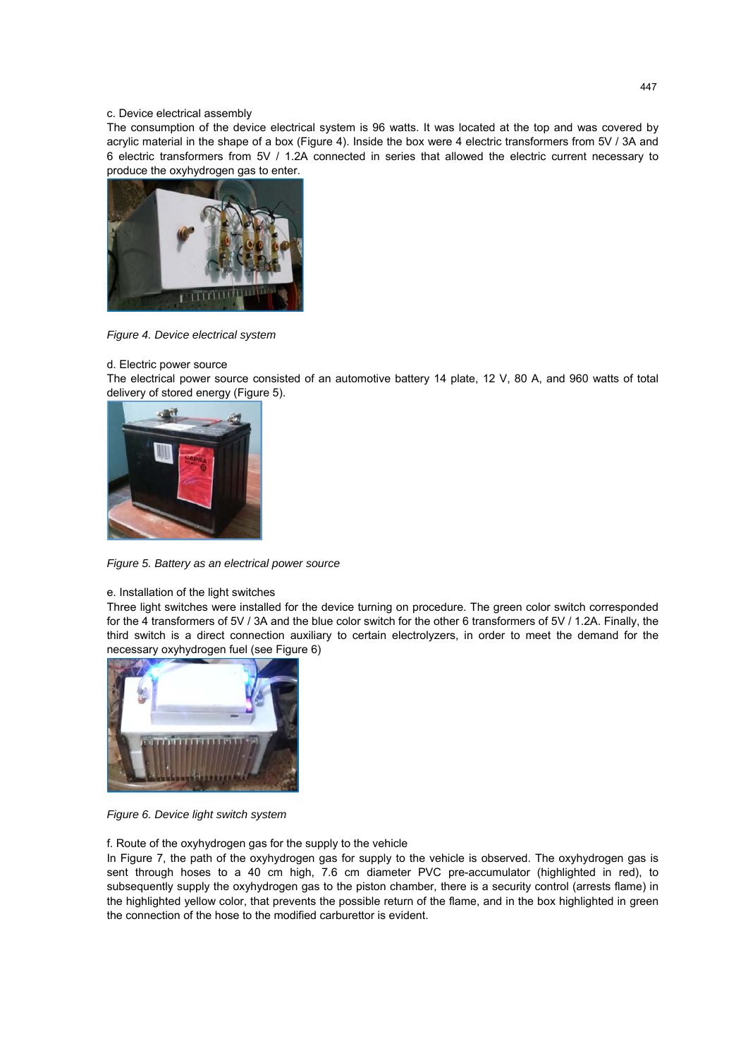c. Device electrical assembly

The consumption of the device electrical system is 96 watts. It was located at the top and was covered by acrylic material in the shape of a box (Figure 4). Inside the box were 4 electric transformers from 5V / 3A and 6 electric transformers from 5V / 1.2A connected in series that allowed the electric current necessary to produce the oxyhydrogen gas to enter.

*Figure 4. Device electrical system*

d. Electric power source

The electrical power source consisted of an automotive battery 14 plate, 12 V, 80 A, and 960 watts of total delivery of stored energy (Figure 5).

*Figure 5. Battery as an electrical power source*

e. Installation of the light switches

Three light switches were installed for the device turning on procedure. The green color switch corresponded for the 4 transformers of 5V / 3A and the blue color switch for the other 6 transformers of 5V / 1.2A. Finally, the third switch is a direct connection auxiliary to certain electrolyzers, in order to meet the demand for the necessary oxyhydrogen fuel (see Figure 6)

*Figure 6. Device light switch system*

f. Route of the oxyhydrogen gas for the supply to the vehicle

In Figure 7, the path of the oxyhydrogen gas for supply to the vehicle is observed. The oxyhydrogen gas is sent through hoses to a 40 cm high, 7.6 cm diameter PVC pre-accumulator (highlighted in red), to subsequently supply the oxyhydrogen gas to the piston chamber, there is a security control (arrests flame) in the highlighted yellow color, that prevents the possible return of the flame, and in the box highlighted in green the connection of the hose to the modified carburettor is evident.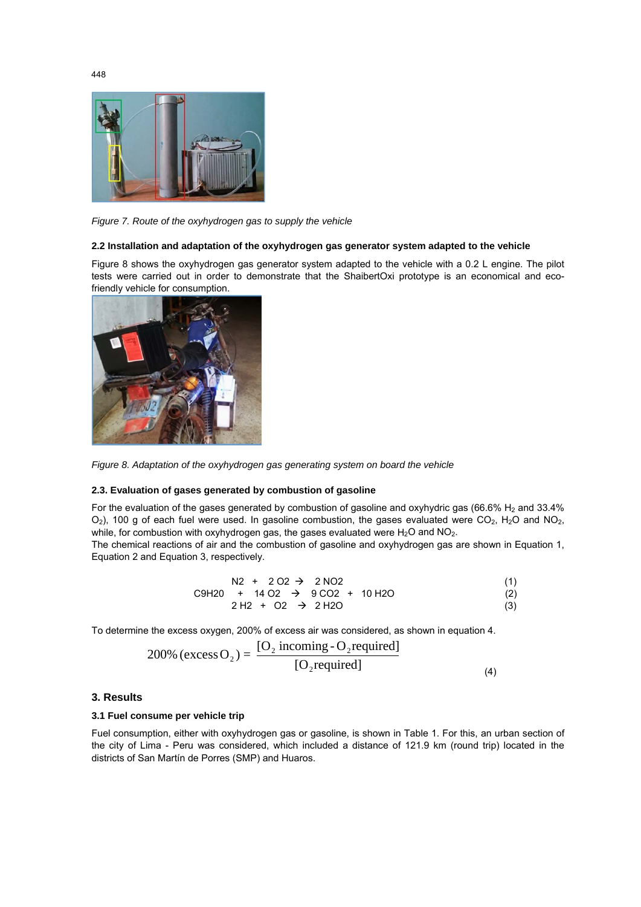Figure 7. Route of the oxyhydrogen gas to supply the vehicle

#### 2.2 Installation and adaptation of the oxyhydrogen gas generator system adapted to the vehicle

Figure 8 shows the oxyhydrogen gas generator system adapted to the vehicle with a 0.2 L engine. The pilot tests were carried out in order to demonstrate that the ShaibertOxi prototype is an economical and eco-friendly vehicle for consumption.

*Figure 8. Adaptation of the oxyhydrogen gas generating system on board the vehicle*

#### 2.3. Evaluation of gases generated by combustion of gasoline

For the evaluation of the gases generated by combustion of gasoline and oxyhydric gas (66.6% $H_2$ and 33.4% $O_2$), 100 g of each fuel were used. In gasoline combustion, the gases evaluated were $CO_2$, $H_2O$ and $NO_2$, while, for combustion with oxyhydrogen gas, the gases evaluated were $H_2O$ and $NO_2$.

The chemical reactions of air and the combustion of gasoline and oxyhydrogen gas are shown in Equation 1, Equation 2 and Equation 3, respectively.

$$N_2 + 2\,O_2 \rightarrow 2\,NO_2 \tag{1}$$

$$C_9H_{20} + 14\,O_2 \rightarrow 9\,CO_2 + 10\,H_2O \tag{2}$$

$$2\,H_2 + O_2 \rightarrow 2\,H_2O \tag{3}$$

To determine the excess oxygen, 200% of excess air was considered, as shown in equation 4.

$$200\%\,(\text{excess}\,O_2) = \frac{[O_2\ \text{incoming} - O_2\text{required}]}{[O_2\text{required}]} \tag{4}$$

## 3. Results

### 3.1 Fuel consume per vehicle trip

Fuel consumption, either with oxyhydrogen gas or gasoline, is shown in Table 1. For this, an urban section of the city of Lima - Peru was considered, which included a distance of 121.9 km (round trip) located in the districts of San Martín de Porres (SMP) and Huaros.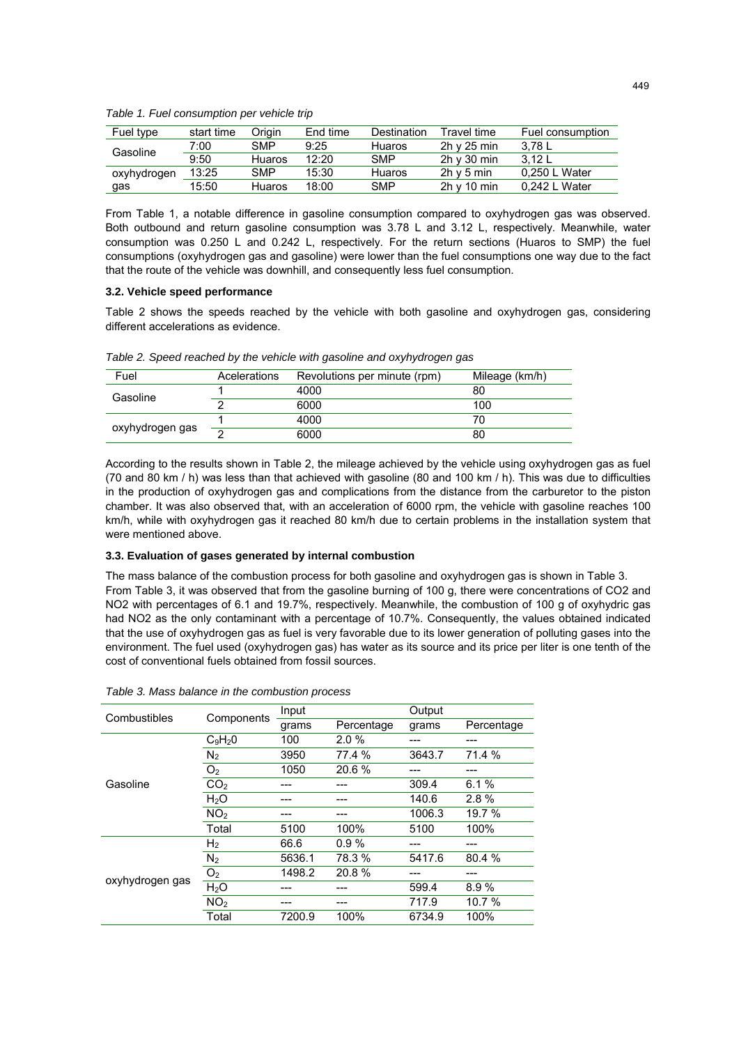*Table 1. Fuel consumption per vehicle trip*

| Fuel type | start time | Origin | End time | Destination | Travel time | Fuel consumption |
|---|---|---|---|---|---|---|
| Gasoline | 7:00 | SMP | 9:25 | Huaros | 2h y 25 min | 3,78 L |
| | 9:50 | Huaros | 12:20 | SMP | 2h y 30 min | 3,12 L |
| oxyhydrogen gas | 13:25 | SMP | 15:30 | Huaros | 2h y 5 min | 0,250 L Water |
| | 15:50 | Huaros | 18:00 | SMP | 2h y 10 min | 0,242 L Water |

From Table 1, a notable difference in gasoline consumption compared to oxyhydrogen gas was observed. Both outbound and return gasoline consumption was 3.78 L and 3.12 L, respectively. Meanwhile, water consumption was 0.250 L and 0.242 L, respectively. For the return sections (Huaros to SMP) the fuel consumptions (oxyhydrogen gas and gasoline) were lower than the fuel consumptions one way due to the fact that the route of the vehicle was downhill, and consequently less fuel consumption.

### 3.2. Vehicle speed performance

Table 2 shows the speeds reached by the vehicle with both gasoline and oxyhydrogen gas, considering different accelerations as evidence.

*Table 2. Speed reached by the vehicle with gasoline and oxyhydrogen gas*

| Fuel | Acelerations | Revolutions per minute (rpm) | Mileage (km/h) |
|---|---|---|---|
| Gasoline | 1 | 4000 | 80 |
| | 2 | 6000 | 100 |
| oxyhydrogen gas | 1 | 4000 | 70 |
| | 2 | 6000 | 80 |

According to the results shown in Table 2, the mileage achieved by the vehicle using oxyhydrogen gas as fuel (70 and 80 km / h) was less than that achieved with gasoline (80 and 100 km / h). This was due to difficulties in the production of oxyhydrogen gas and complications from the distance from the carburetor to the piston chamber. It was also observed that, with an acceleration of 6000 rpm, the vehicle with gasoline reaches 100 km/h, while with oxyhydrogen gas it reached 80 km/h due to certain problems in the installation system that were mentioned above.

### 3.3. Evaluation of gases generated by internal combustion

The mass balance of the combustion process for both gasoline and oxyhydrogen gas is shown in Table 3.

From Table 3, it was observed that from the gasoline burning of 100 g, there were concentrations of CO2 and NO2 with percentages of 6.1 and 19.7%, respectively. Meanwhile, the combustion of 100 g of oxyhidric gas had NO2 as the only contaminant with a percentage of 10.7%. Consequently, the values obtained indicated that the use of oxyhydrogen gas as fuel is very favorable due to its lower generation of polluting gases into the environment. The fuel used (oxyhydrogen gas) has water as its source and its price per liter is one tenth of the cost of conventional fuels obtained from fossil sources.

*Table 3. Mass balance in the combustion process*

| Combustibles | Components | Input | | Output | |
|---|---|---|---|---|---|
| | | grams | Percentage | grams | Percentage |
| Gasoline | $C_9H_20$ | 100 | 2.0 % | --- | --- |
| | $N_2$ | 3950 | 77.4 % | 3643.7 | 71.4 % |
| | $O_2$ | 1050 | 20.6 % | --- | --- |
| | $CO_2$ | --- | --- | 309.4 | 6.1 % |
| | $H_2O$ | --- | --- | 140.6 | 2.8 % |
| | $NO_2$ | --- | --- | 1006.3 | 19.7 % |
| | Total | 5100 | 100% | 5100 | 100% |
| oxyhydrogen gas | $H_2$ | 66.6 | 0.9 % | --- | --- |
| | $N_2$ | 5636.1 | 78.3 % | 5417.6 | 80.4 % |
| | $O_2$ | 1498.2 | 20.8 % | --- | --- |
| | $H_2O$ | --- | --- | 599.4 | 8.9 % |
| | $NO_2$ | --- | --- | 717.9 | 10.7 % |
| | Total | 7200.9 | 100% | 6734.9 | 100% |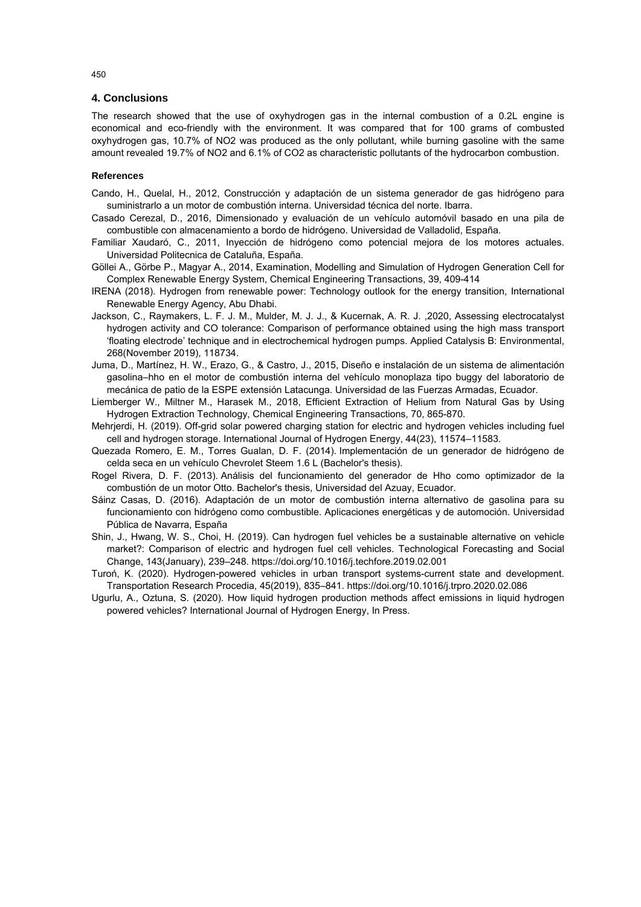## 4. Conclusions

The research showed that the use of oxyhydrogen gas in the internal combustion of a 0.2L engine is economical and eco-friendly with the environment. It was compared that for 100 grams of combusted oxyhydrogen gas, 10.7% of $NO_2$ was produced as the only pollutant, while burning gasoline with the same amount revealed 19.7% of $NO_2$ and 6.1% of $CO_2$ as characteristic pollutants of the hydrocarbon combustion.

### References

Cando, H., Quelal, H., 2012, Construcción y adaptación de un sistema generador de gas hidrógeno para suministrarlo a un motor de combustión interna. Universidad técnica del norte. Ibarra.

Casado Cerezal, D., 2016, Dimensionado y evaluación de un vehículo automóvil basado en una pila de combustible con almacenamiento a bordo de hidrógeno. Universidad de Valladolid, España.

Familiar Xaudaró, C., 2011, Inyección de hidrógeno como potencial mejora de los motores actuales. Universidad Politecnica de Cataluña, España.

Göllei A., Görbe P., Magyar A., 2014, Examination, Modelling and Simulation of Hydrogen Generation Cell for Complex Renewable Energy System, Chemical Engineering Transactions, 39, 409-414

IRENA (2018). Hydrogen from renewable power: Technology outlook for the energy transition, International Renewable Energy Agency, Abu Dhabi.

Jackson, C., Raymakers, L. F. J. M., Mulder, M. J. J., & Kucernak, A. R. J. ,2020, Assessing electrocatalyst hydrogen activity and CO tolerance: Comparison of performance obtained using the high mass transport 'floating electrode' technique and in electrochemical hydrogen pumps. Applied Catalysis B: Environmental, 268(November 2019), 118734.

Juma, D., Martínez, H. W., Erazo, G., & Castro, J., 2015, Diseño e instalación de un sistema de alimentación gasolina–hho en el motor de combustión interna del vehículo monoplaza tipo buggy del laboratorio de mecánica de patio de la ESPE extensión Latacunga. Universidad de las Fuerzas Armadas, Ecuador.

Liemberger W., Miltner M., Harasek M., 2018, Efficient Extraction of Helium from Natural Gas by Using Hydrogen Extraction Technology, Chemical Engineering Transactions, 70, 865-870.

Mehrjerdi, H. (2019). Off-grid solar powered charging station for electric and hydrogen vehicles including fuel cell and hydrogen storage. International Journal of Hydrogen Energy, 44(23), 11574–11583.

Quezada Romero, E. M., Torres Gualan, D. F. (2014). Implementación de un generador de hidrógeno de celda seca en un vehículo Chevrolet Steem 1.6 L (Bachelor's thesis).

Rogel Rivera, D. F. (2013). Análisis del funcionamiento del generador de Hho como optimizador de la combustión de un motor Otto. Bachelor's thesis, Universidad del Azuay, Ecuador.

Sáinz Casas, D. (2016). Adaptación de un motor de combustión interna alternativo de gasolina para su funcionamiento con hidrógeno como combustible. Aplicaciones energéticas y de automoción. Universidad Pública de Navarra, España

Shin, J., Hwang, W. S., Choi, H. (2019). Can hydrogen fuel vehicles be a sustainable alternative on vehicle market?: Comparison of electric and hydrogen fuel cell vehicles. Technological Forecasting and Social Change, 143(January), 239–248. https://doi.org/10.1016/j.techfore.2019.02.001

Turoń, K. (2020). Hydrogen-powered vehicles in urban transport systems-current state and development. Transportation Research Procedia, 45(2019), 835–841. https://doi.org/10.1016/j.trpro.2020.02.086

Ugurlu, A., Oztuna, S. (2020). How liquid hydrogen production methods affect emissions in liquid hydrogen powered vehicles? International Journal of Hydrogen Energy, In Press.